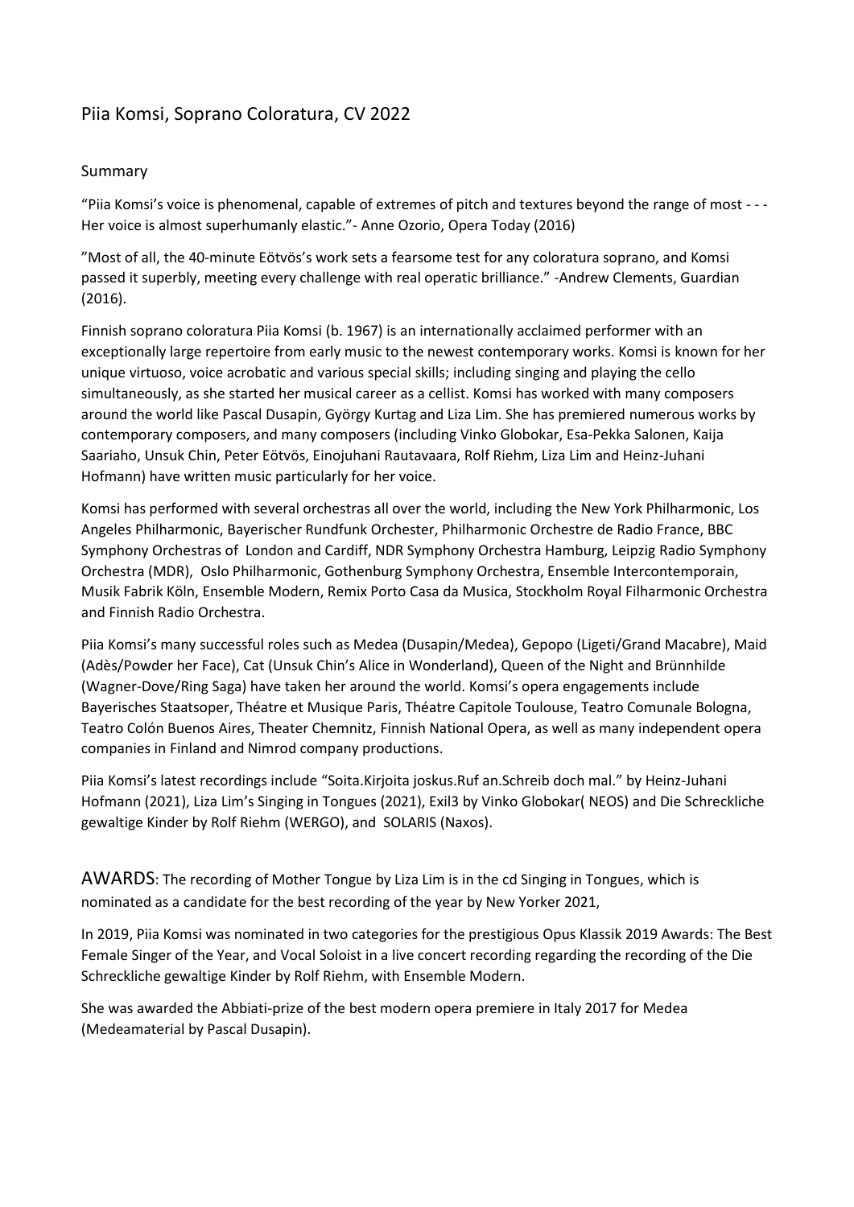# Piia Komsi, Soprano Coloratura, CV 2022

## Summary

"Piia Komsi's voice is phenomenal, capable of extremes of pitch and textures beyond the range of most - - - Her voice is almost superhumanly elastic."- Anne Ozorio, Opera Today (2016)

"Most of all, the 40-minute Eötvös's work sets a fearsome test for any coloratura soprano, and Komsi passed it superbly, meeting every challenge with real operatic brilliance." -Andrew Clements, Guardian (2016).

Finnish soprano coloratura Piia Komsi (b. 1967) is an internationally acclaimed performer with an exceptionally large repertoire from early music to the newest contemporary works. Komsi is known for her unique virtuoso, voice acrobatic and various special skills; including singing and playing the cello simultaneously, as she started her musical career as a cellist. Komsi has worked with many composers around the world like Pascal Dusapin, György Kurtag and Liza Lim. She has premiered numerous works by contemporary composers, and many composers (including Vinko Globokar, Esa-Pekka Salonen, Kaija Saariaho, Unsuk Chin, Peter Eötvös, Einojuhani Rautavaara, Rolf Riehm, Liza Lim and Heinz-Juhani Hofmann) have written music particularly for her voice.

Komsi has performed with several orchestras all over the world, including the New York Philharmonic, Los Angeles Philharmonic, Bayerischer Rundfunk Orchester, Philharmonic Orchestre de Radio France, BBC Symphony Orchestras of London and Cardiff, NDR Symphony Orchestra Hamburg, Leipzig Radio Symphony Orchestra (MDR), Oslo Philharmonic, Gothenburg Symphony Orchestra, Ensemble Intercontemporain, Musik Fabrik Köln, Ensemble Modern, Remix Porto Casa da Musica, Stockholm Royal Filharmonic Orchestra and Finnish Radio Orchestra.

Piia Komsi's many successful roles such as Medea (Dusapin/Medea), Gepopo (Ligeti/Grand Macabre), Maid (Adès/Powder her Face), Cat (Unsuk Chin's Alice in Wonderland), Queen of the Night and Brünnhilde (Wagner-Dove/Ring Saga) have taken her around the world. Komsi's opera engagements include Bayerisches Staatsoper, Théatre et Musique Paris, Théatre Capitole Toulouse, Teatro Comunale Bologna, Teatro Colón Buenos Aires, Theater Chemnitz, Finnish National Opera, as well as many independent opera companies in Finland and Nimrod company productions.

Piia Komsi's latest recordings include "Soita.Kirjoita joskus.Ruf an.Schreib doch mal." by Heinz-Juhani Hofmann (2021), Liza Lim's Singing in Tongues (2021), Exil3 by Vinko Globokar( NEOS) and Die Schreckliche gewaltige Kinder by Rolf Riehm (WERGO), and SOLARIS (Naxos).

AWARDS: The recording of Mother Tongue by Liza Lim is in the cd Singing in Tongues, which is nominated as a candidate for the best recording of the year by New Yorker 2021,

In 2019, Piia Komsi was nominated in two categories for the prestigious Opus Klassik 2019 Awards: The Best Female Singer of the Year, and Vocal Soloist in a live concert recording regarding the recording of the Die Schreckliche gewaltige Kinder by Rolf Riehm, with Ensemble Modern.

She was awarded the Abbiati-prize of the best modern opera premiere in Italy 2017 for Medea (Medeamaterial by Pascal Dusapin).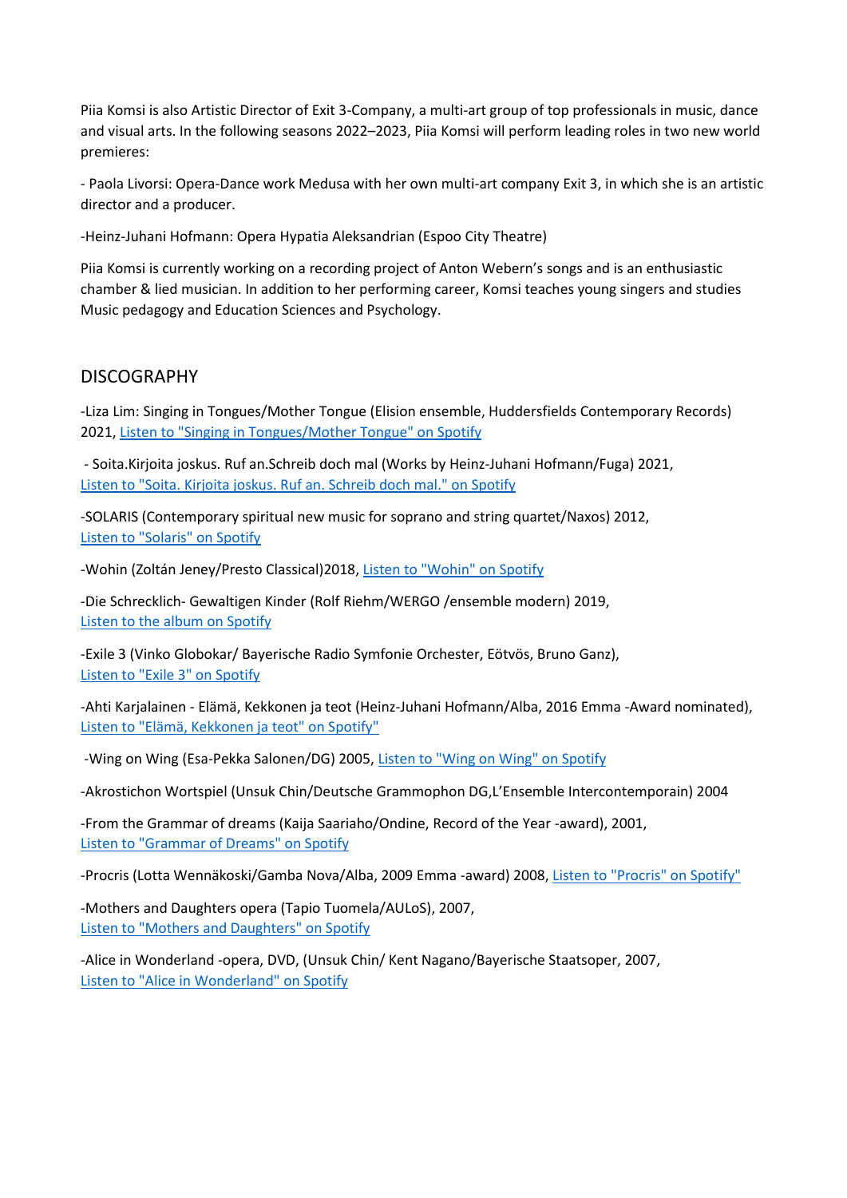Piia Komsi is also Artistic Director of Exit 3-Company, a multi-art group of top professionals in music, dance and visual arts. In the following seasons 2022–2023, Piia Komsi will perform leading roles in two new world premieres:

- Paola Livorsi: Opera-Dance work Medusa with her own multi-art company Exit 3, in which she is an artistic director and a producer.

-Heinz-Juhani Hofmann: Opera Hypatia Aleksandrian (Espoo City Theatre)

Piia Komsi is currently working on a recording project of Anton Webern's songs and is an enthusiastic chamber & lied musician. In addition to her performing career, Komsi teaches young singers and studies Music pedagogy and Education Sciences and Psychology.

## DISCOGRAPHY

-Liza Lim: Singing in Tongues/Mother Tongue (Elision ensemble, Huddersfields Contemporary Records) 2021, Listen to "Singing in Tongues/Mother Tongue" on Spotify

- Soita.Kirjoita joskus. Ruf an.Schreib doch mal (Works by Heinz-Juhani Hofmann/Fuga) 2021, Listen to "Soita. Kirjoita joskus. Ruf an. Schreib doch mal." on Spotify

-SOLARIS (Contemporary spiritual new music for soprano and string quartet/Naxos) 2012, Listen to "Solaris" on Spotify

-Wohin (Zoltán Jeney/Presto Classical)2018, Listen to "Wohin" on Spotify

-Die Schrecklich- Gewaltigen Kinder (Rolf Riehm/WERGO /ensemble modern) 2019, Listen to the album on Spotify

-Exile 3 (Vinko Globokar/ Bayerische Radio Symfonie Orchester, Eötvös, Bruno Ganz), Listen to "Exile 3" on Spotify

-Ahti Karjalainen - Elämä, Kekkonen ja teot (Heinz-Juhani Hofmann/Alba, 2016 Emma -Award nominated), Listen to "Elämä, Kekkonen ja teot" on Spotify"

-Wing on Wing (Esa-Pekka Salonen/DG) 2005, Listen to "Wing on Wing" on Spotify

-Akrostichon Wortspiel (Unsuk Chin/Deutsche Grammophon DG,L'Ensemble Intercontemporain) 2004

-From the Grammar of dreams (Kaija Saariaho/Ondine, Record of the Year -award), 2001, Listen to "Grammar of Dreams" on Spotify

-Procris (Lotta Wennäkoski/Gamba Nova/Alba, 2009 Emma -award) 2008, Listen to "Procris" on Spotify"

-Mothers and Daughters opera (Tapio Tuomela/AULoS), 2007, Listen to "Mothers and Daughters" on Spotify

-Alice in Wonderland -opera, DVD, (Unsuk Chin/ Kent Nagano/Bayerische Staatsoper, 2007, Listen to "Alice in Wonderland" on Spotify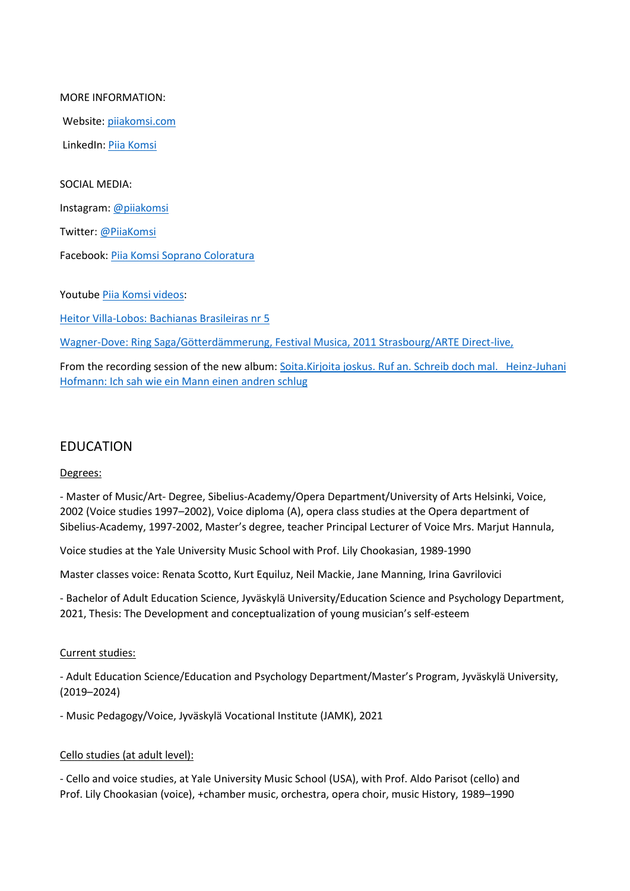MORE INFORMATION:

Website: piiakomsi.com

LinkedIn: Piia Komsi

SOCIAL MEDIA:

Instagram: @piiakomsi

Twitter: @PiiaKomsi

Facebook: Piia Komsi Soprano Coloratura

Youtube Piia Komsi videos:

Heitor Villa-Lobos: Bachianas Brasileiras nr 5

Wagner-Dove: Ring Saga/Götterdämmerung, Festival Musica, 2011 Strasbourg/ARTE Direct-live,

From the recording session of the new album: Soita.Kirjoita joskus. Ruf an. Schreib doch mal. Heinz-Juhani Hofmann: Ich sah wie ein Mann einen andren schlug

## EDUCATION

Degrees:

- Master of Music/Art- Degree, Sibelius-Academy/Opera Department/University of Arts Helsinki, Voice, 2002 (Voice studies 1997–2002), Voice diploma (A), opera class studies at the Opera department of Sibelius-Academy, 1997-2002, Master's degree, teacher Principal Lecturer of Voice Mrs. Marjut Hannula,

Voice studies at the Yale University Music School with Prof. Lily Chookasian, 1989-1990

Master classes voice: Renata Scotto, Kurt Equiluz, Neil Mackie, Jane Manning, Irina Gavrilovici

- Bachelor of Adult Education Science, Jyväskylä University/Education Science and Psychology Department, 2021, Thesis: The Development and conceptualization of young musician's self-esteem

Current studies:

- Adult Education Science/Education and Psychology Department/Master's Program, Jyväskylä University, (2019–2024)

- Music Pedagogy/Voice, Jyväskylä Vocational Institute (JAMK), 2021

Cello studies (at adult level):

- Cello and voice studies, at Yale University Music School (USA), with Prof. Aldo Parisot (cello) and Prof. Lily Chookasian (voice), +chamber music, orchestra, opera choir, music History, 1989–1990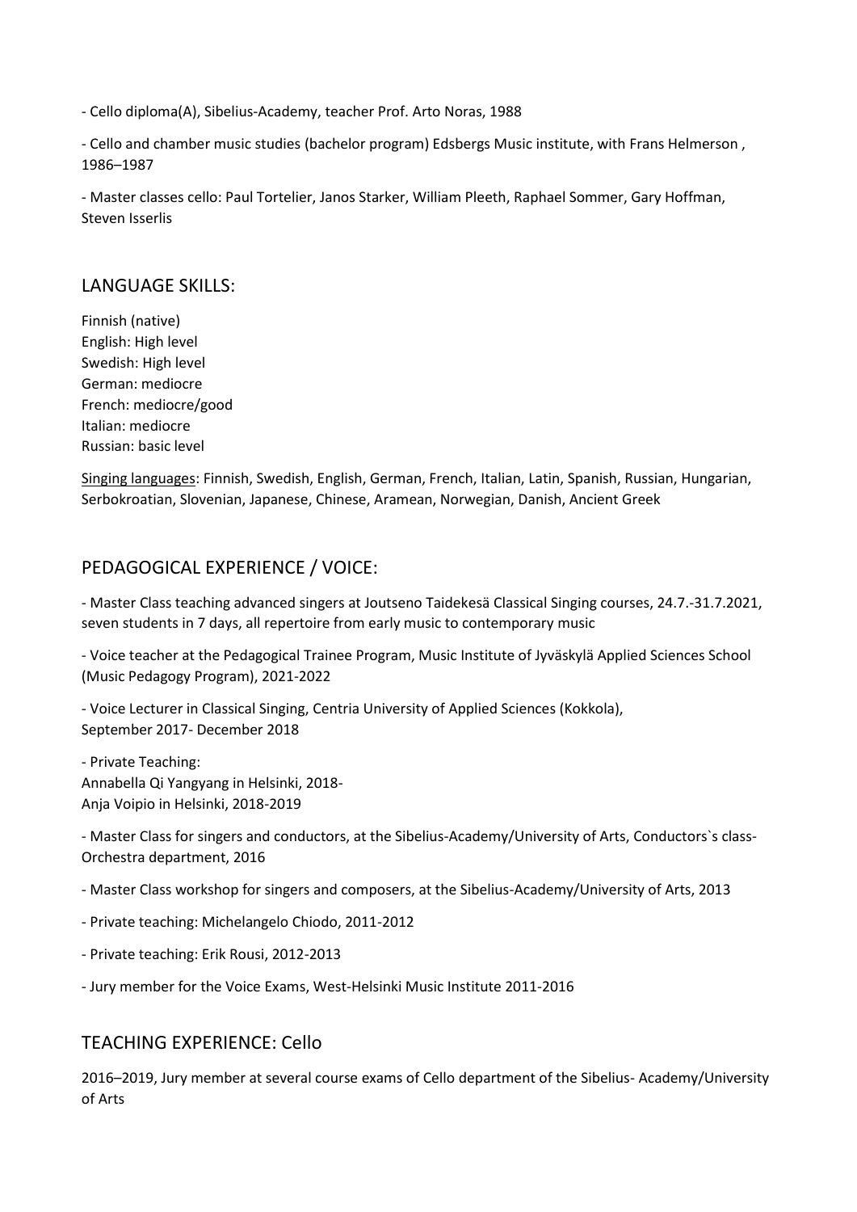- Cello diploma(A), Sibelius-Academy, teacher Prof. Arto Noras, 1988

- Cello and chamber music studies (bachelor program) Edsbergs Music institute, with Frans Helmerson , 1986–1987

- Master classes cello: Paul Tortelier, Janos Starker, William Pleeth, Raphael Sommer, Gary Hoffman, Steven Isserlis

## LANGUAGE SKILLS:

Finnish (native)
English: High level
Swedish: High level
German: mediocre
French: mediocre/good
Italian: mediocre
Russian: basic level

Singing languages: Finnish, Swedish, English, German, French, Italian, Latin, Spanish, Russian, Hungarian, Serbokroatian, Slovenian, Japanese, Chinese, Aramean, Norwegian, Danish, Ancient Greek

## PEDAGOGICAL EXPERIENCE / VOICE:

- Master Class teaching advanced singers at Joutseno Taidekesä Classical Singing courses, 24.7.-31.7.2021, seven students in 7 days, all repertoire from early music to contemporary music

- Voice teacher at the Pedagogical Trainee Program, Music Institute of Jyväskylä Applied Sciences School (Music Pedagogy Program), 2021-2022

- Voice Lecturer in Classical Singing, Centria University of Applied Sciences (Kokkola), September 2017- December 2018

- Private Teaching:
Annabella Qi Yangyang in Helsinki, 2018-
Anja Voipio in Helsinki, 2018-2019

- Master Class for singers and conductors, at the Sibelius-Academy/University of Arts, Conductors`s class-Orchestra department, 2016

- Master Class workshop for singers and composers, at the Sibelius-Academy/University of Arts, 2013

- Private teaching: Michelangelo Chiodo, 2011-2012

- Private teaching: Erik Rousi, 2012-2013

- Jury member for the Voice Exams, West-Helsinki Music Institute 2011-2016

## TEACHING EXPERIENCE: Cello

2016–2019, Jury member at several course exams of Cello department of the Sibelius- Academy/University of Arts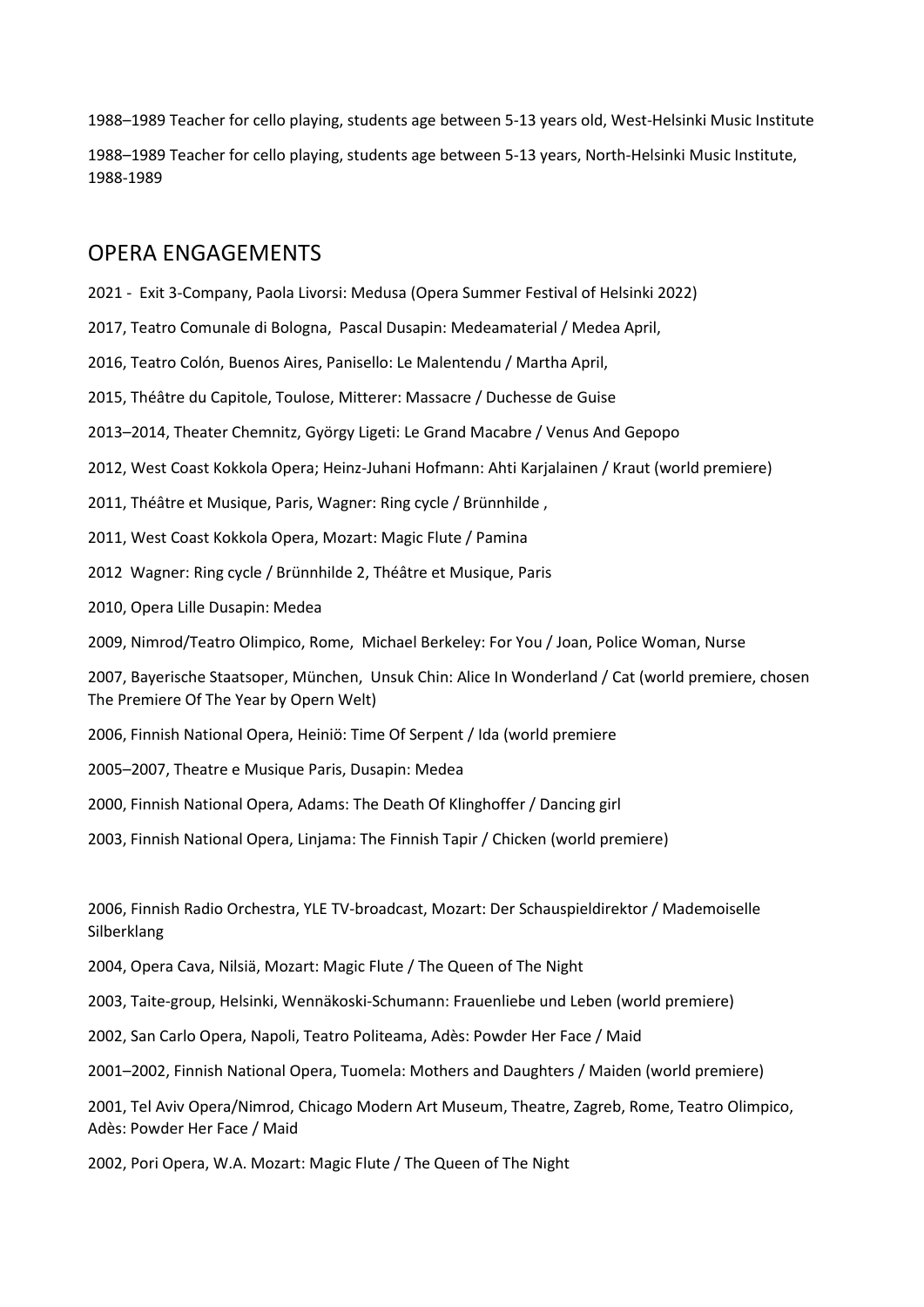1988–1989 Teacher for cello playing, students age between 5-13 years old, West-Helsinki Music Institute

1988–1989 Teacher for cello playing, students age between 5-13 years, North-Helsinki Music Institute, 1988-1989

## OPERA ENGAGEMENTS

2021 - Exit 3-Company, Paola Livorsi: Medusa (Opera Summer Festival of Helsinki 2022)

2017, Teatro Comunale di Bologna, Pascal Dusapin: Medeamaterial / Medea April,

2016, Teatro Colón, Buenos Aires, Panisello: Le Malentendu / Martha April,

2015, Théâtre du Capitole, Toulose, Mitterer: Massacre / Duchesse de Guise

2013–2014, Theater Chemnitz, György Ligeti: Le Grand Macabre / Venus And Gepopo

2012, West Coast Kokkola Opera; Heinz-Juhani Hofmann: Ahti Karjalainen / Kraut (world premiere)

2011, Théâtre et Musique, Paris, Wagner: Ring cycle / Brünnhilde ,

2011, West Coast Kokkola Opera, Mozart: Magic Flute / Pamina

2012 Wagner: Ring cycle / Brünnhilde 2, Théâtre et Musique, Paris

2010, Opera Lille Dusapin: Medea

2009, Nimrod/Teatro Olimpico, Rome, Michael Berkeley: For You / Joan, Police Woman, Nurse

2007, Bayerische Staatsoper, München, Unsuk Chin: Alice In Wonderland / Cat (world premiere, chosen The Premiere Of The Year by Opern Welt)

2006, Finnish National Opera, Heiniö: Time Of Serpent / Ida (world premiere

2005–2007, Theatre e Musique Paris, Dusapin: Medea

2000, Finnish National Opera, Adams: The Death Of Klinghoffer / Dancing girl

2003, Finnish National Opera, Linjama: The Finnish Tapir / Chicken (world premiere)

2006, Finnish Radio Orchestra, YLE TV-broadcast, Mozart: Der Schauspieldirektor / Mademoiselle Silberklang

2004, Opera Cava, Nilsiä, Mozart: Magic Flute / The Queen of The Night

2003, Taite-group, Helsinki, Wennäkoski-Schumann: Frauenliebe und Leben (world premiere)

2002, San Carlo Opera, Napoli, Teatro Politeama, Adès: Powder Her Face / Maid

2001–2002, Finnish National Opera, Tuomela: Mothers and Daughters / Maiden (world premiere)

2001, Tel Aviv Opera/Nimrod, Chicago Modern Art Museum, Theatre, Zagreb, Rome, Teatro Olimpico, Adès: Powder Her Face / Maid

2002, Pori Opera, W.A. Mozart: Magic Flute / The Queen of The Night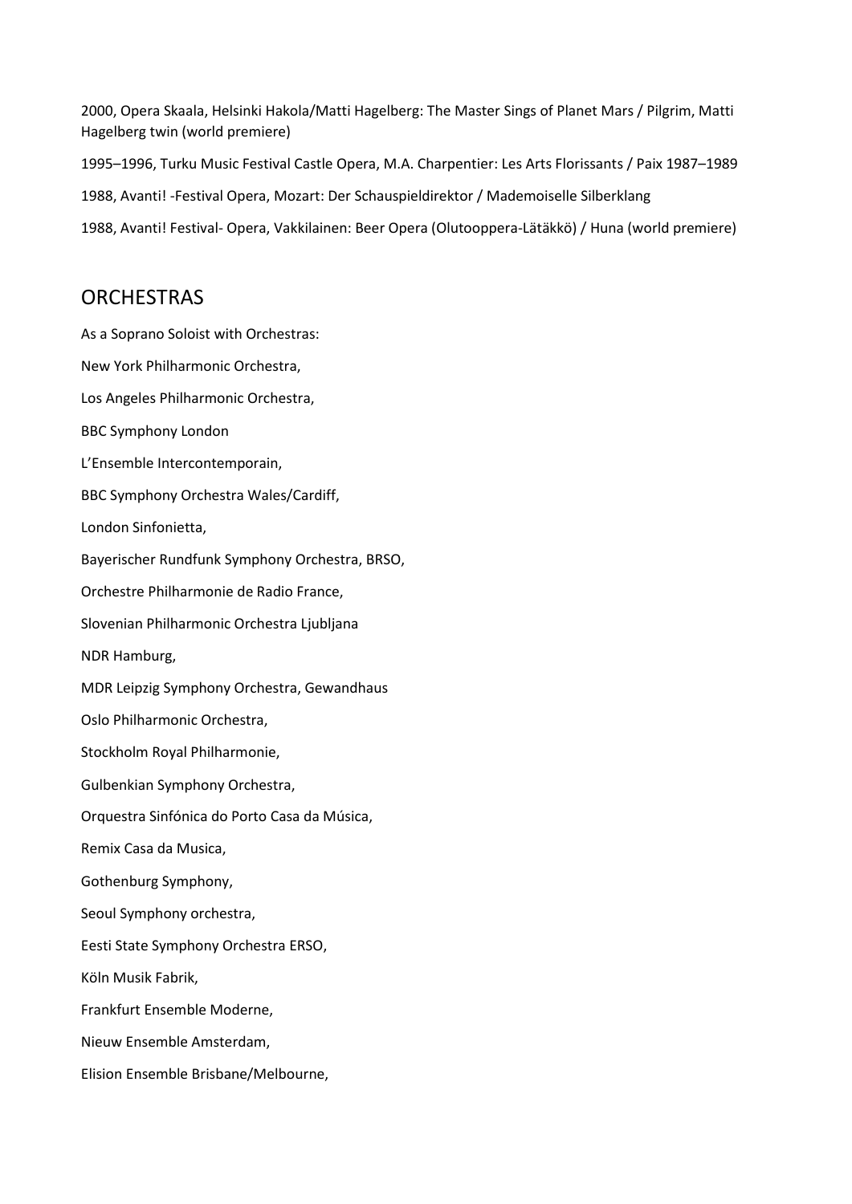2000, Opera Skaala, Helsinki Hakola/Matti Hagelberg: The Master Sings of Planet Mars / Pilgrim, Matti Hagelberg twin (world premiere)

1995–1996, Turku Music Festival Castle Opera, M.A. Charpentier: Les Arts Florissants / Paix 1987–1989

1988, Avanti! -Festival Opera, Mozart: Der Schauspieldirektor / Mademoiselle Silberklang

1988, Avanti! Festival- Opera, Vakkilainen: Beer Opera (Olutooppera-Lätäkkö) / Huna (world premiere)

## ORCHESTRAS

As a Soprano Soloist with Orchestras:

New York Philharmonic Orchestra,

Los Angeles Philharmonic Orchestra,

BBC Symphony London

L'Ensemble Intercontemporain,

BBC Symphony Orchestra Wales/Cardiff,

London Sinfonietta,

Bayerischer Rundfunk Symphony Orchestra, BRSO,

Orchestre Philharmonie de Radio France,

Slovenian Philharmonic Orchestra Ljubljana

NDR Hamburg,

MDR Leipzig Symphony Orchestra, Gewandhaus

Oslo Philharmonic Orchestra,

Stockholm Royal Philharmonie,

Gulbenkian Symphony Orchestra,

Orquestra Sinfónica do Porto Casa da Música,

Remix Casa da Musica,

Gothenburg Symphony,

Seoul Symphony orchestra,

Eesti State Symphony Orchestra ERSO,

Köln Musik Fabrik,

Frankfurt Ensemble Moderne,

Nieuw Ensemble Amsterdam,

Elision Ensemble Brisbane/Melbourne,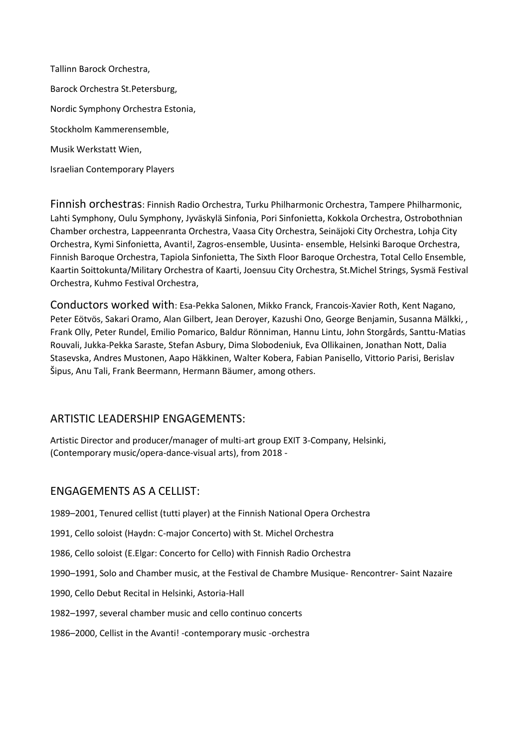Tallinn Barock Orchestra,

Barock Orchestra St.Petersburg,

Nordic Symphony Orchestra Estonia,

Stockholm Kammerensemble,

Musik Werkstatt Wien,

Israelian Contemporary Players

Finnish orchestras: Finnish Radio Orchestra, Turku Philharmonic Orchestra, Tampere Philharmonic, Lahti Symphony, Oulu Symphony, Jyväskylä Sinfonia, Pori Sinfonietta, Kokkola Orchestra, Ostrobothnian Chamber orchestra, Lappeenranta Orchestra, Vaasa City Orchestra, Seinäjoki City Orchestra, Lohja City Orchestra, Kymi Sinfonietta, Avanti!, Zagros-ensemble, Uusinta- ensemble, Helsinki Baroque Orchestra, Finnish Baroque Orchestra, Tapiola Sinfonietta, The Sixth Floor Baroque Orchestra, Total Cello Ensemble, Kaartin Soittokunta/Military Orchestra of Kaarti, Joensuu City Orchestra, St.Michel Strings, Sysmä Festival Orchestra, Kuhmo Festival Orchestra,

Conductors worked with: Esa-Pekka Salonen, Mikko Franck, Francois-Xavier Roth, Kent Nagano, Peter Eötvös, Sakari Oramo, Alan Gilbert, Jean Deroyer, Kazushi Ono, George Benjamin, Susanna Mälkki, , Frank Olly, Peter Rundel, Emilio Pomarico, Baldur Rönniman, Hannu Lintu, John Storgårds, Santtu-Matias Rouvali, Jukka-Pekka Saraste, Stefan Asbury, Dima Slobodeniuk, Eva Ollikainen, Jonathan Nott, Dalia Stasevska, Andres Mustonen, Aapo Häkkinen, Walter Kobera, Fabian Panisello, Vittorio Parisi, Berislav Šipus, Anu Tali, Frank Beermann, Hermann Bäumer, among others.

## ARTISTIC LEADERSHIP ENGAGEMENTS:

Artistic Director and producer/manager of multi-art group EXIT 3-Company, Helsinki, (Contemporary music/opera-dance-visual arts), from 2018 -

## ENGAGEMENTS AS A CELLIST:

1989–2001, Tenured cellist (tutti player) at the Finnish National Opera Orchestra

1991, Cello soloist (Haydn: C-major Concerto) with St. Michel Orchestra

1986, Cello soloist (E.Elgar: Concerto for Cello) with Finnish Radio Orchestra

1990–1991, Solo and Chamber music, at the Festival de Chambre Musique- Rencontrer- Saint Nazaire

1990, Cello Debut Recital in Helsinki, Astoria-Hall

1982–1997, several chamber music and cello continuo concerts

1986–2000, Cellist in the Avanti! -contemporary music -orchestra